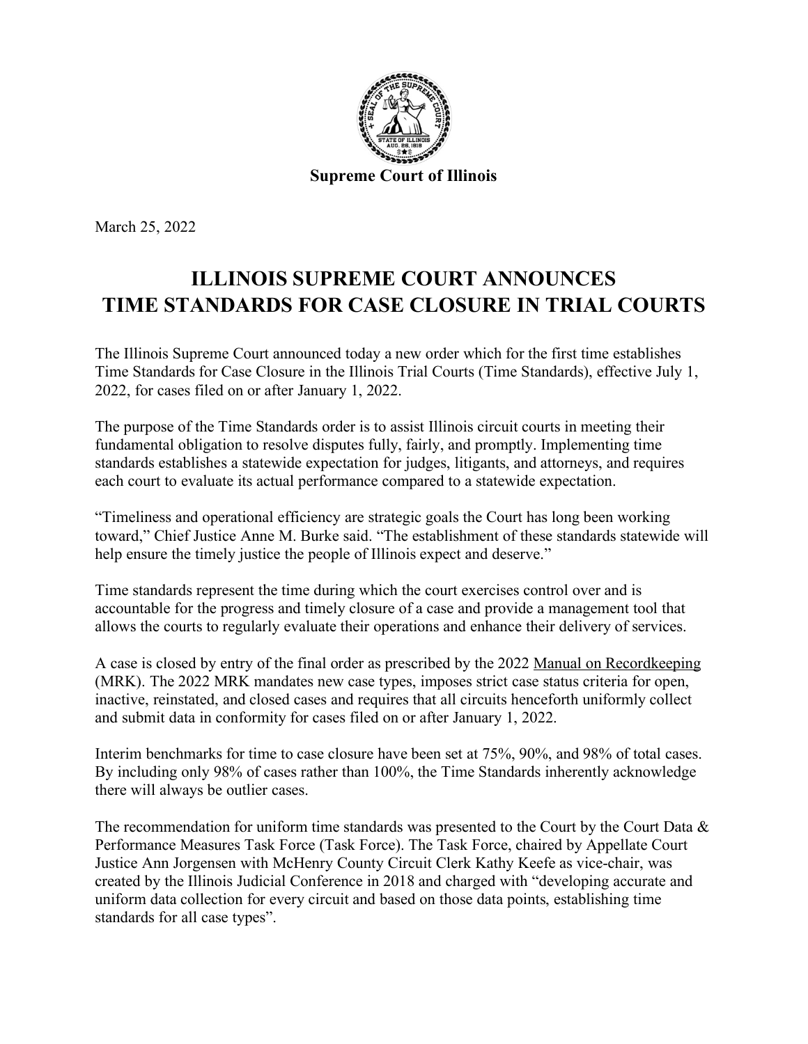**Supreme Court of Illinois**

March 25, 2022

# ILLINOIS SUPREME COURT ANNOUNCES TIME STANDARDS FOR CASE CLOSURE IN TRIAL COURTS

The Illinois Supreme Court announced today a new order which for the first time establishes Time Standards for Case Closure in the Illinois Trial Courts (Time Standards), effective July 1, 2022, for cases filed on or after January 1, 2022.

The purpose of the Time Standards order is to assist Illinois circuit courts in meeting their fundamental obligation to resolve disputes fully, fairly, and promptly. Implementing time standards establishes a statewide expectation for judges, litigants, and attorneys, and requires each court to evaluate its actual performance compared to a statewide expectation.

"Timeliness and operational efficiency are strategic goals the Court has long been working toward," Chief Justice Anne M. Burke said. "The establishment of these standards statewide will help ensure the timely justice the people of Illinois expect and deserve."

Time standards represent the time during which the court exercises control over and is accountable for the progress and timely closure of a case and provide a management tool that allows the courts to regularly evaluate their operations and enhance their delivery of services.

A case is closed by entry of the final order as prescribed by the 2022 Manual on Recordkeeping (MRK). The 2022 MRK mandates new case types, imposes strict case status criteria for open, inactive, reinstated, and closed cases and requires that all circuits henceforth uniformly collect and submit data in conformity for cases filed on or after January 1, 2022.

Interim benchmarks for time to case closure have been set at 75%, 90%, and 98% of total cases. By including only 98% of cases rather than 100%, the Time Standards inherently acknowledge there will always be outlier cases.

The recommendation for uniform time standards was presented to the Court by the Court Data & Performance Measures Task Force (Task Force). The Task Force, chaired by Appellate Court Justice Ann Jorgensen with McHenry County Circuit Clerk Kathy Keefe as vice-chair, was created by the Illinois Judicial Conference in 2018 and charged with "developing accurate and uniform data collection for every circuit and based on those data points, establishing time standards for all case types".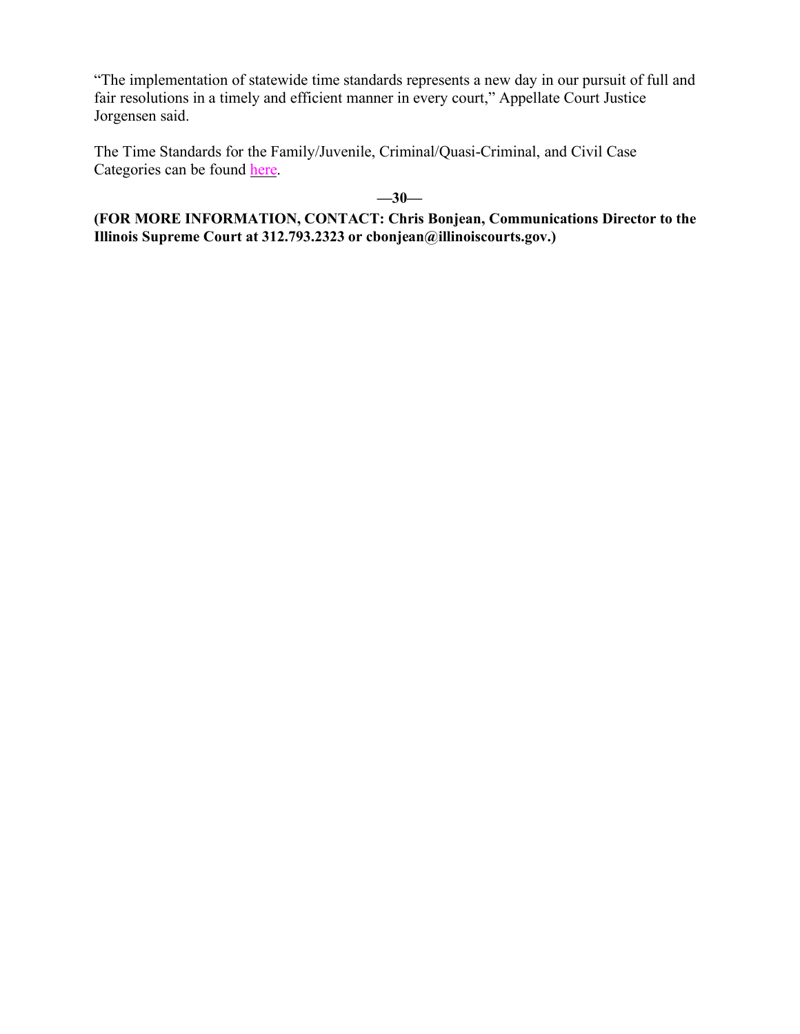"The implementation of statewide time standards represents a new day in our pursuit of full and fair resolutions in a timely and efficient manner in every court," Appellate Court Justice Jorgensen said.

The Time Standards for the Family/Juvenile, Criminal/Quasi-Criminal, and Civil Case Categories can be found here.

**—30—**

**(FOR MORE INFORMATION, CONTACT: Chris Bonjean, Communications Director to the Illinois Supreme Court at 312.793.2323 or cbonjean@illinoiscourts.gov.)**